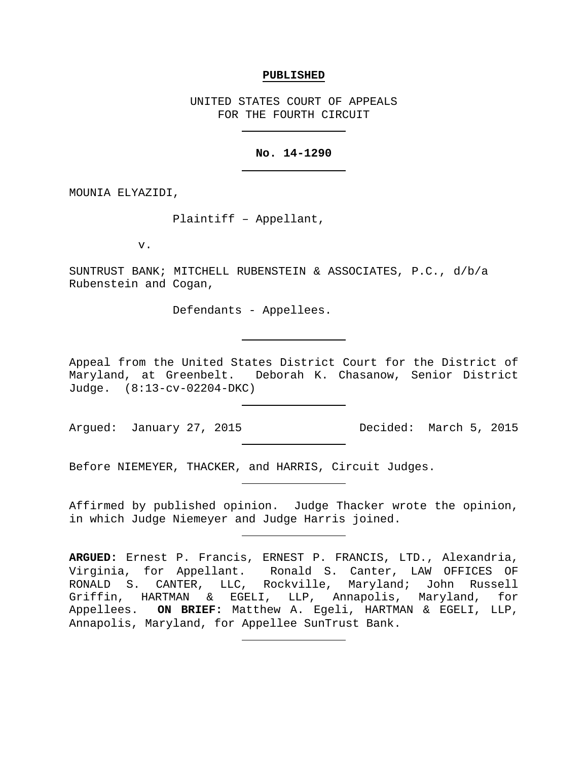**PUBLISHED**

UNITED STATES COURT OF APPEALS
FOR THE FOURTH CIRCUIT

---

**No. 14-1290**

---

MOUNIA ELYAZIDI,

Plaintiff – Appellant,

v.

SUNTRUST BANK; MITCHELL RUBENSTEIN & ASSOCIATES, P.C., d/b/a Rubenstein and Cogan,

Defendants - Appellees.

---

Appeal from the United States District Court for the District of Maryland, at Greenbelt. Deborah K. Chasanow, Senior District Judge. (8:13-cv-02204-DKC)

---

Argued: January 27, 2015 Decided: March 5, 2015

---

Before NIEMEYER, THACKER, and HARRIS, Circuit Judges.

---

Affirmed by published opinion. Judge Thacker wrote the opinion, in which Judge Niemeyer and Judge Harris joined.

---

**ARGUED:** Ernest P. Francis, ERNEST P. FRANCIS, LTD., Alexandria, Virginia, for Appellant. Ronald S. Canter, LAW OFFICES OF RONALD S. CANTER, LLC, Rockville, Maryland; John Russell Griffin, HARTMAN & EGELI, LLP, Annapolis, Maryland, for Appellees. **ON BRIEF:** Matthew A. Egeli, HARTMAN & EGELI, LLP, Annapolis, Maryland, for Appellee SunTrust Bank.

---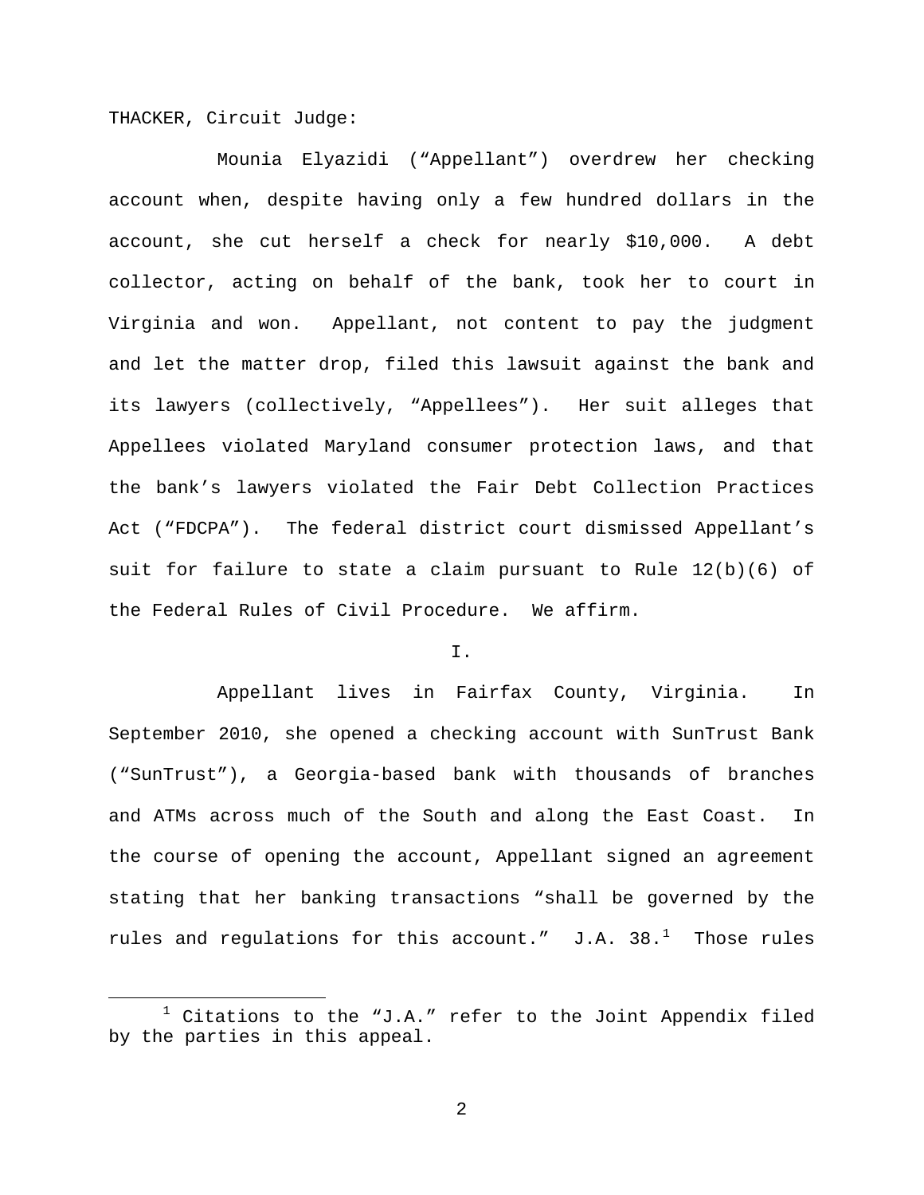THACKER, Circuit Judge:

Mounia Elyazidi ("Appellant") overdrew her checking account when, despite having only a few hundred dollars in the account, she cut herself a check for nearly $10,000. A debt collector, acting on behalf of the bank, took her to court in Virginia and won. Appellant, not content to pay the judgment and let the matter drop, filed this lawsuit against the bank and its lawyers (collectively, "Appellees"). Her suit alleges that Appellees violated Maryland consumer protection laws, and that the bank's lawyers violated the Fair Debt Collection Practices Act ("FDCPA"). The federal district court dismissed Appellant's suit for failure to state a claim pursuant to Rule 12(b)(6) of the Federal Rules of Civil Procedure. We affirm.

## I.

Appellant lives in Fairfax County, Virginia. In September 2010, she opened a checking account with SunTrust Bank ("SunTrust"), a Georgia-based bank with thousands of branches and ATMs across much of the South and along the East Coast. In the course of opening the account, Appellant signed an agreement stating that her banking transactions "shall be governed by the rules and regulations for this account." J.A. 38.[1] Those rules

[1] Citations to the "J.A." refer to the Joint Appendix filed by the parties in this appeal.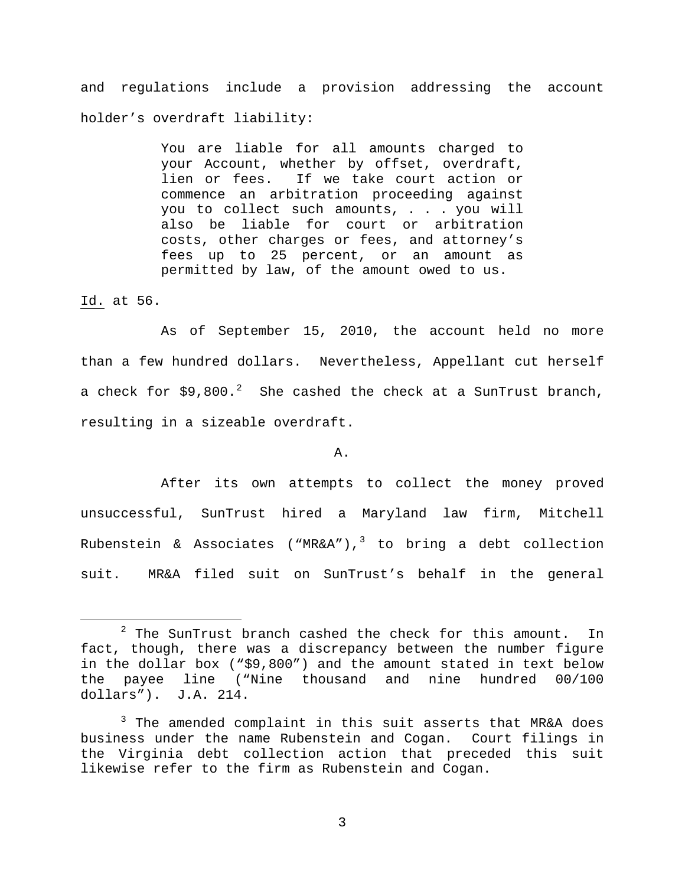and regulations include a provision addressing the account holder's overdraft liability:

> You are liable for all amounts charged to your Account, whether by offset, overdraft, lien or fees. If we take court action or commence an arbitration proceeding against you to collect such amounts, . . . you will also be liable for court or arbitration costs, other charges or fees, and attorney's fees up to 25 percent, or an amount as permitted by law, of the amount owed to us.

Id. at 56.

As of September 15, 2010, the account held no more than a few hundred dollars. Nevertheless, Appellant cut herself a check for $9,800.[2] She cashed the check at a SunTrust branch, resulting in a sizeable overdraft.

A.

After its own attempts to collect the money proved unsuccessful, SunTrust hired a Maryland law firm, Mitchell Rubenstein & Associates ("MR&A"),[3] to bring a debt collection suit. MR&A filed suit on SunTrust's behalf in the general

---

[2] The SunTrust branch cashed the check for this amount. In fact, though, there was a discrepancy between the number figure in the dollar box ("$9,800") and the amount stated in text below the payee line ("Nine thousand and nine hundred 00/100 dollars"). J.A. 214.

[3] The amended complaint in this suit asserts that MR&A does business under the name Rubenstein and Cogan. Court filings in the Virginia debt collection action that preceded this suit likewise refer to the firm as Rubenstein and Cogan.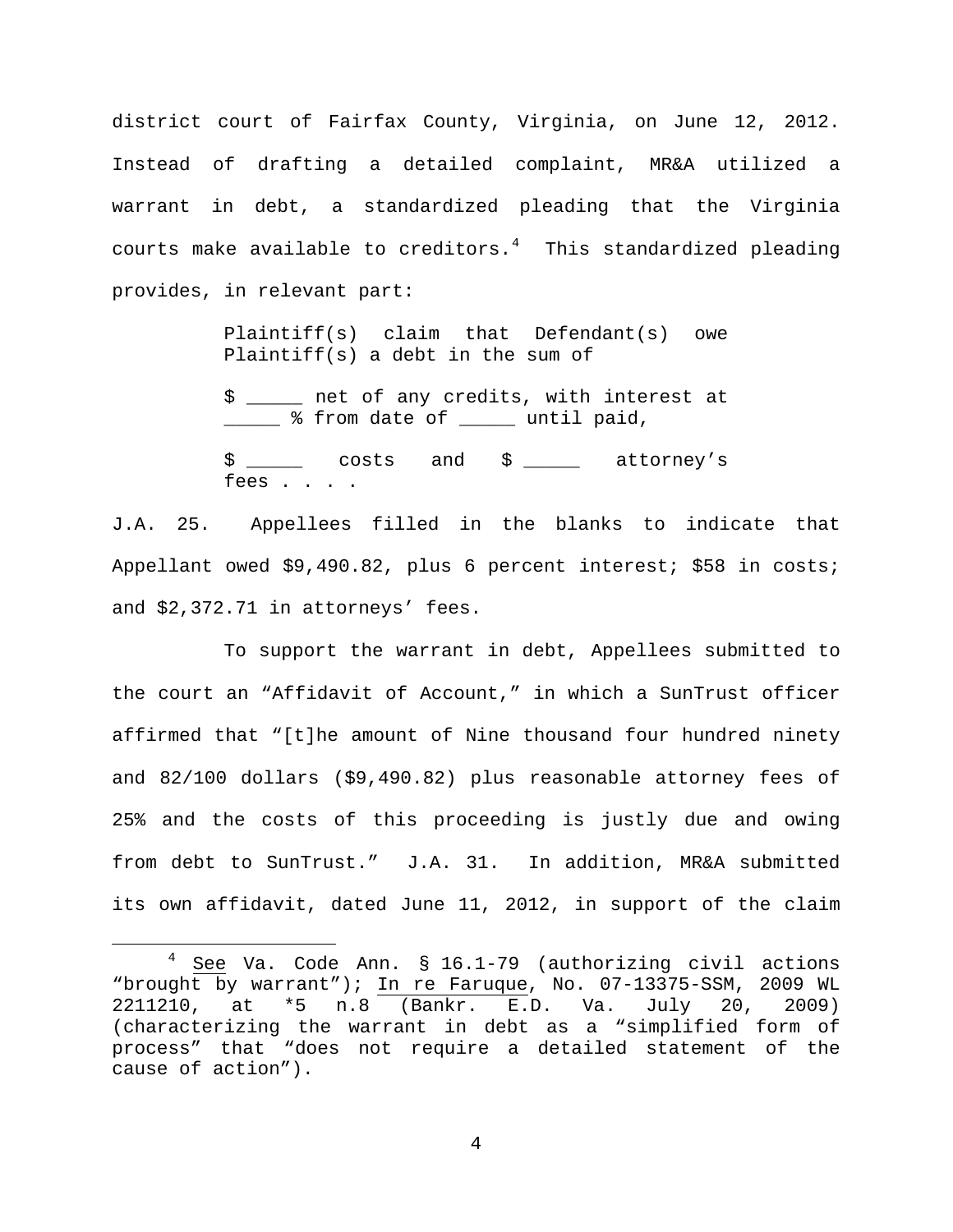district court of Fairfax County, Virginia, on June 12, 2012. Instead of drafting a detailed complaint, MR&A utilized a warrant in debt, a standardized pleading that the Virginia courts make available to creditors.[4] This standardized pleading provides, in relevant part:

> Plaintiff(s) claim that Defendant(s) owe Plaintiff(s) a debt in the sum of
>
> $ _____ net of any credits, with interest at _____ % from date of _____ until paid,
>
> $ _____ costs and $ _____ attorney's fees . . . .

J.A. 25. Appellees filled in the blanks to indicate that Appellant owed $9,490.82, plus 6 percent interest; $58 in costs; and $2,372.71 in attorneys' fees.

To support the warrant in debt, Appellees submitted to the court an "Affidavit of Account," in which a SunTrust officer affirmed that "[t]he amount of Nine thousand four hundred ninety and 82/100 dollars ($9,490.82) plus reasonable attorney fees of 25% and the costs of this proceeding is justly due and owing from debt to SunTrust." J.A. 31. In addition, MR&A submitted its own affidavit, dated June 11, 2012, in support of the claim

---

[4] See Va. Code Ann. § 16.1-79 (authorizing civil actions "brought by warrant"); In re Faruque, No. 07-13375-SSM, 2009 WL 2211210, at *5 n.8 (Bankr. E.D. Va. July 20, 2009) (characterizing the warrant in debt as a "simplified form of process" that "does not require a detailed statement of the cause of action").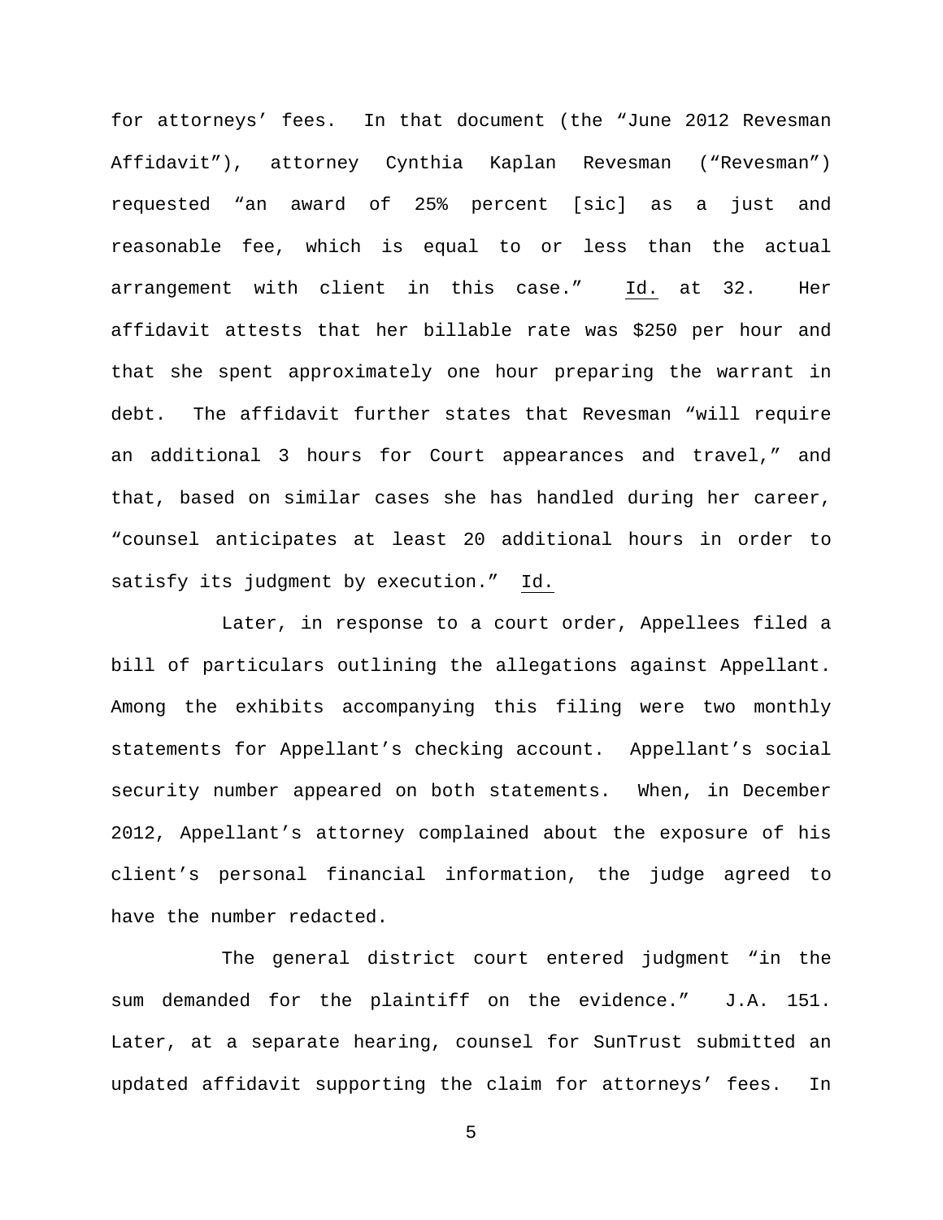for attorneys' fees. In that document (the "June 2012 Revesman Affidavit"), attorney Cynthia Kaplan Revesman ("Revesman") requested "an award of 25% percent [sic] as a just and reasonable fee, which is equal to or less than the actual arrangement with client in this case." Id. at 32. Her affidavit attests that her billable rate was $250 per hour and that she spent approximately one hour preparing the warrant in debt. The affidavit further states that Revesman "will require an additional 3 hours for Court appearances and travel," and that, based on similar cases she has handled during her career, "counsel anticipates at least 20 additional hours in order to satisfy its judgment by execution." Id.

Later, in response to a court order, Appellees filed a bill of particulars outlining the allegations against Appellant. Among the exhibits accompanying this filing were two monthly statements for Appellant's checking account. Appellant's social security number appeared on both statements. When, in December 2012, Appellant's attorney complained about the exposure of his client's personal financial information, the judge agreed to have the number redacted.

The general district court entered judgment "in the sum demanded for the plaintiff on the evidence." J.A. 151. Later, at a separate hearing, counsel for SunTrust submitted an updated affidavit supporting the claim for attorneys' fees. In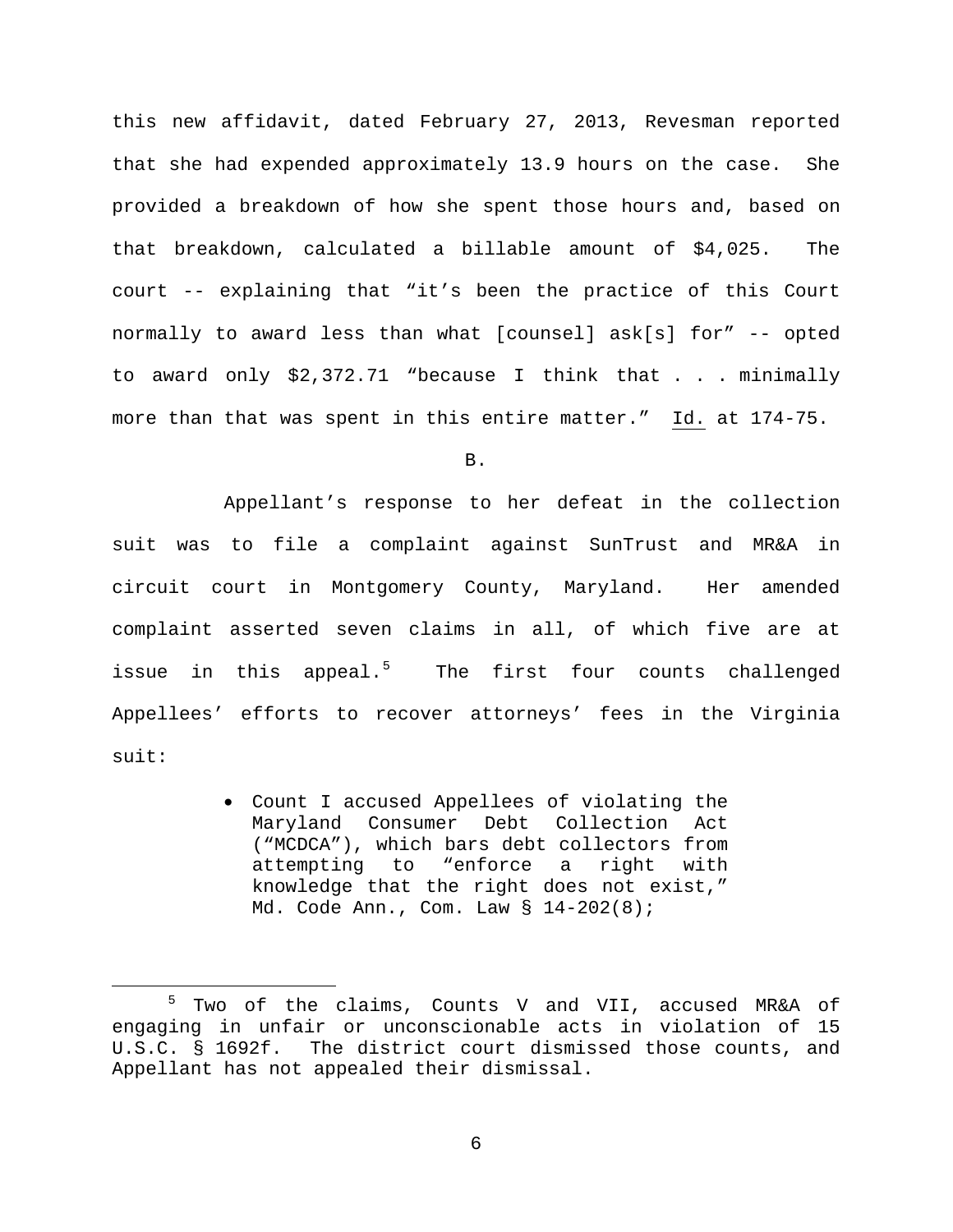this new affidavit, dated February 27, 2013, Revesman reported that she had expended approximately 13.9 hours on the case. She provided a breakdown of how she spent those hours and, based on that breakdown, calculated a billable amount of $4,025. The court -- explaining that "it's been the practice of this Court normally to award less than what [counsel] ask[s] for" -- opted to award only $2,372.71 "because I think that . . . minimally more than that was spent in this entire matter." Id. at 174-75.

B.

Appellant's response to her defeat in the collection suit was to file a complaint against SunTrust and MR&A in circuit court in Montgomery County, Maryland. Her amended complaint asserted seven claims in all, of which five are at issue in this appeal.[5] The first four counts challenged Appellees' efforts to recover attorneys' fees in the Virginia suit:

- Count I accused Appellees of violating the Maryland Consumer Debt Collection Act ("MCDCA"), which bars debt collectors from attempting to "enforce a right with knowledge that the right does not exist," Md. Code Ann., Com. Law § 14-202(8);

[5] Two of the claims, Counts V and VII, accused MR&A of engaging in unfair or unconscionable acts in violation of 15 U.S.C. § 1692f. The district court dismissed those counts, and Appellant has not appealed their dismissal.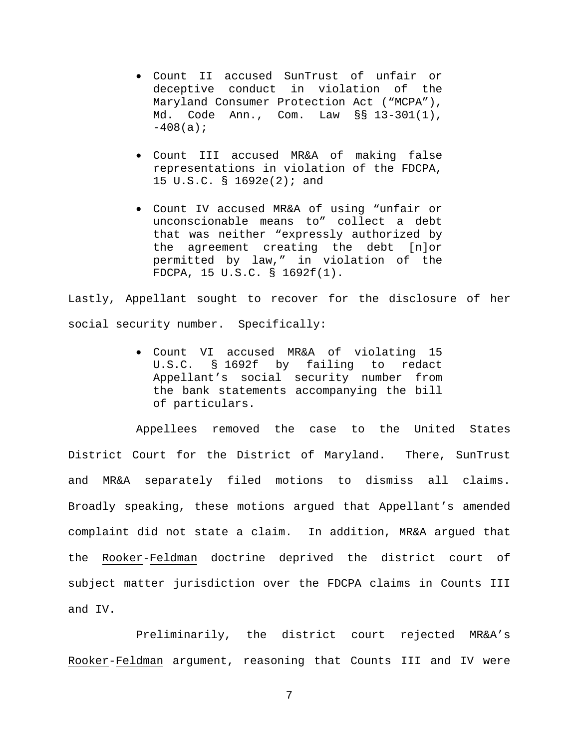- Count II accused SunTrust of unfair or deceptive conduct in violation of the Maryland Consumer Protection Act ("MCPA"), Md. Code Ann., Com. Law §§ 13-301(1), -408(a);
- Count III accused MR&A of making false representations in violation of the FDCPA, 15 U.S.C. § 1692e(2); and
- Count IV accused MR&A of using "unfair or unconscionable means to" collect a debt that was neither "expressly authorized by the agreement creating the debt [n]or permitted by law," in violation of the FDCPA, 15 U.S.C. § 1692f(1).

Lastly, Appellant sought to recover for the disclosure of her social security number. Specifically:

- Count VI accused MR&A of violating 15 U.S.C. § 1692f by failing to redact Appellant's social security number from the bank statements accompanying the bill of particulars.

Appellees removed the case to the United States District Court for the District of Maryland. There, SunTrust and MR&A separately filed motions to dismiss all claims. Broadly speaking, these motions argued that Appellant's amended complaint did not state a claim. In addition, MR&A argued that the Rooker-Feldman doctrine deprived the district court of subject matter jurisdiction over the FDCPA claims in Counts III and IV.

Preliminarily, the district court rejected MR&A's Rooker-Feldman argument, reasoning that Counts III and IV were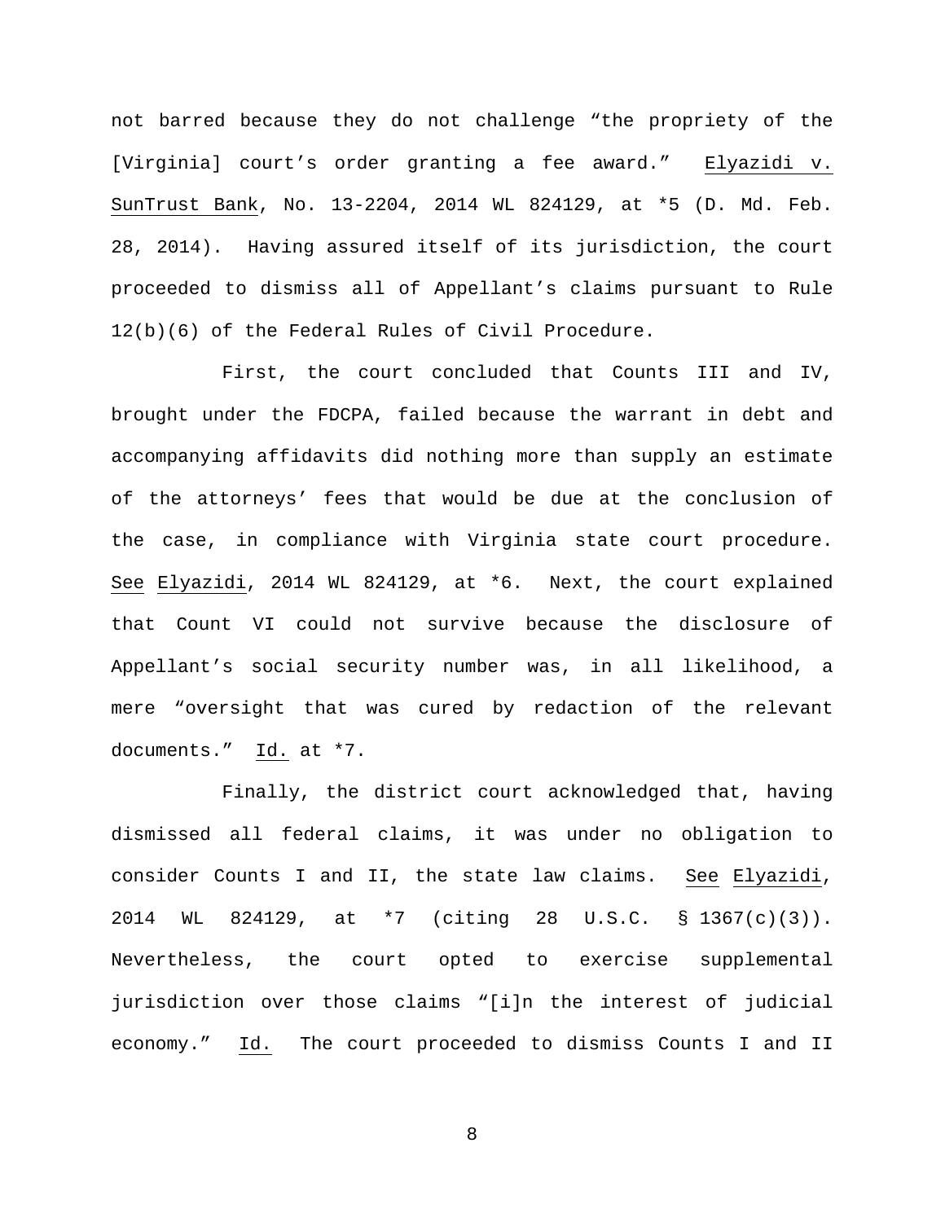not barred because they do not challenge "the propriety of the [Virginia] court's order granting a fee award." Elyazidi v. SunTrust Bank, No. 13-2204, 2014 WL 824129, at *5 (D. Md. Feb. 28, 2014). Having assured itself of its jurisdiction, the court proceeded to dismiss all of Appellant's claims pursuant to Rule 12(b)(6) of the Federal Rules of Civil Procedure.

First, the court concluded that Counts III and IV, brought under the FDCPA, failed because the warrant in debt and accompanying affidavits did nothing more than supply an estimate of the attorneys' fees that would be due at the conclusion of the case, in compliance with Virginia state court procedure. See Elyazidi, 2014 WL 824129, at *6. Next, the court explained that Count VI could not survive because the disclosure of Appellant's social security number was, in all likelihood, a mere "oversight that was cured by redaction of the relevant documents." Id. at *7.

Finally, the district court acknowledged that, having dismissed all federal claims, it was under no obligation to consider Counts I and II, the state law claims. See Elyazidi, 2014 WL 824129, at *7 (citing 28 U.S.C. § 1367(c)(3)). Nevertheless, the court opted to exercise supplemental jurisdiction over those claims "[i]n the interest of judicial economy." Id. The court proceeded to dismiss Counts I and II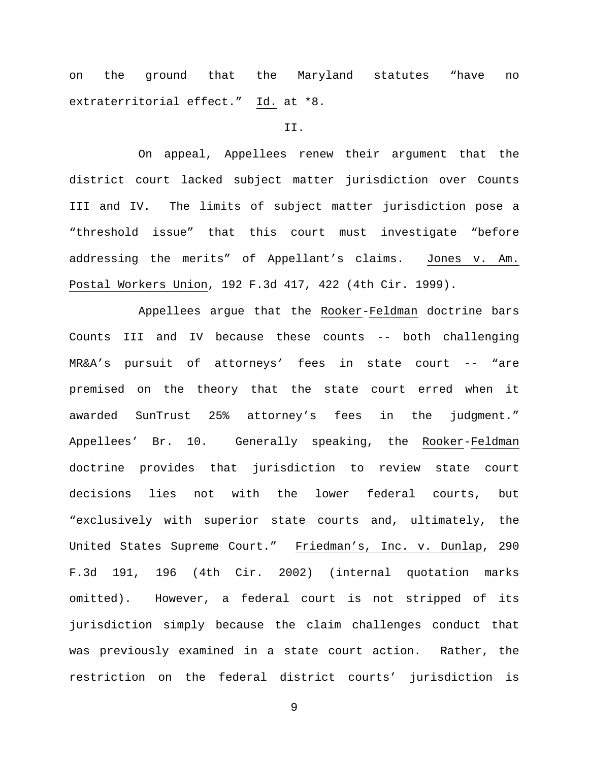on the ground that the Maryland statutes "have no extraterritorial effect." Id. at *8.

II.

On appeal, Appellees renew their argument that the district court lacked subject matter jurisdiction over Counts III and IV. The limits of subject matter jurisdiction pose a "threshold issue" that this court must investigate "before addressing the merits" of Appellant's claims. Jones v. Am. Postal Workers Union, 192 F.3d 417, 422 (4th Cir. 1999).

Appellees argue that the Rooker-Feldman doctrine bars Counts III and IV because these counts -- both challenging MR&A's pursuit of attorneys' fees in state court -- "are premised on the theory that the state court erred when it awarded SunTrust 25% attorney's fees in the judgment." Appellees' Br. 10. Generally speaking, the Rooker-Feldman doctrine provides that jurisdiction to review state court decisions lies not with the lower federal courts, but "exclusively with superior state courts and, ultimately, the United States Supreme Court." Friedman's, Inc. v. Dunlap, 290 F.3d 191, 196 (4th Cir. 2002) (internal quotation marks omitted). However, a federal court is not stripped of its jurisdiction simply because the claim challenges conduct that was previously examined in a state court action. Rather, the restriction on the federal district courts' jurisdiction is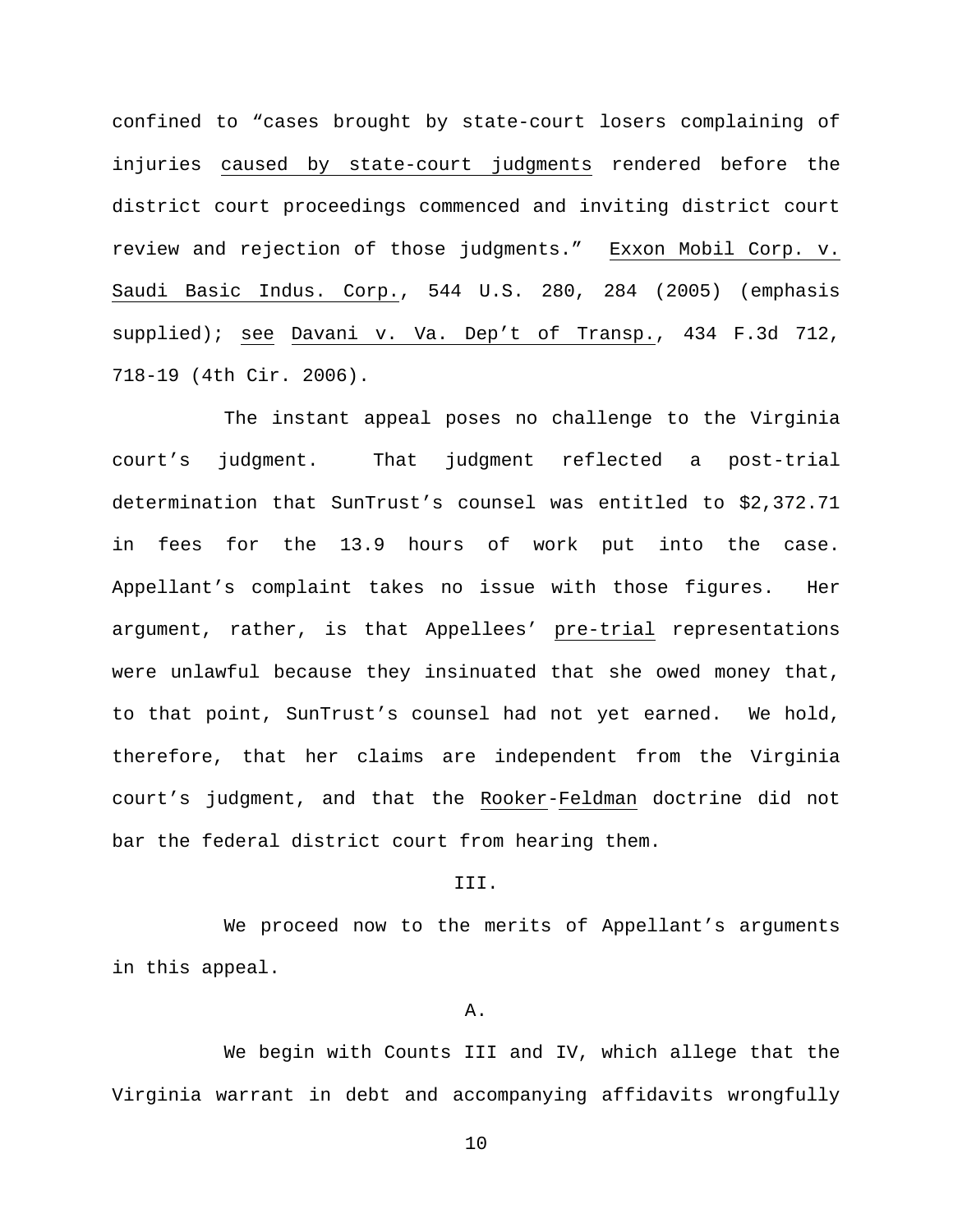confined to "cases brought by state-court losers complaining of injuries _caused by state-court judgments_ rendered before the district court proceedings commenced and inviting district court review and rejection of those judgments." _Exxon Mobil Corp. v. Saudi Basic Indus. Corp._, 544 U.S. 280, 284 (2005) (emphasis supplied); _see_ _Davani v. Va. Dep't of Transp._, 434 F.3d 712, 718-19 (4th Cir. 2006).

The instant appeal poses no challenge to the Virginia court's judgment. That judgment reflected a post-trial determination that SunTrust's counsel was entitled to $2,372.71 in fees for the 13.9 hours of work put into the case. Appellant's complaint takes no issue with those figures. Her argument, rather, is that Appellees' _pre-trial_ representations were unlawful because they insinuated that she owed money that, to that point, SunTrust's counsel had not yet earned. We hold, therefore, that her claims are independent from the Virginia court's judgment, and that the _Rooker_-_Feldman_ doctrine did not bar the federal district court from hearing them.

## III.

We proceed now to the merits of Appellant's arguments in this appeal.

### A.

We begin with Counts III and IV, which allege that the Virginia warrant in debt and accompanying affidavits wrongfully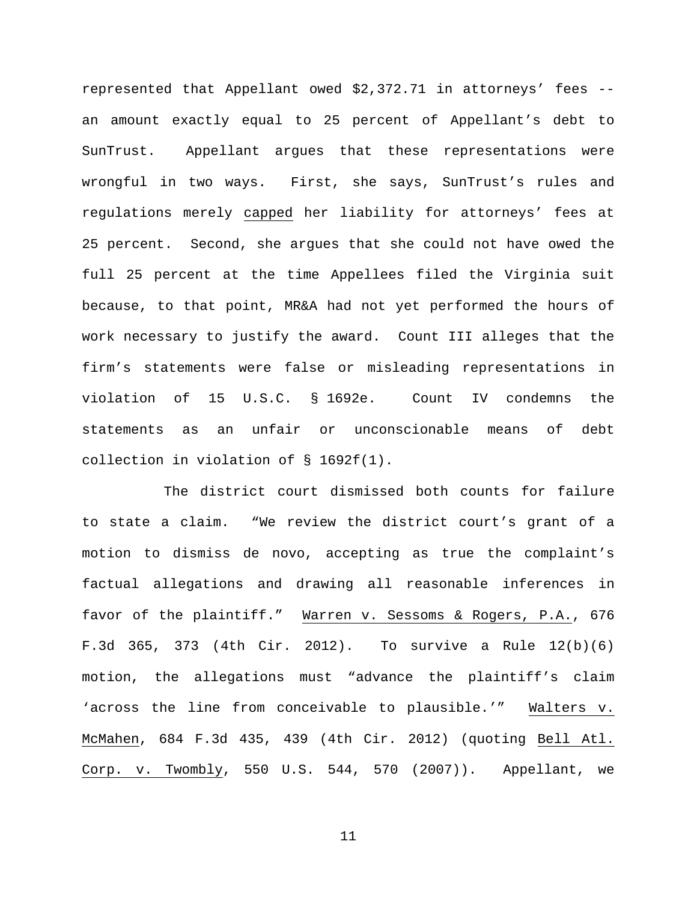represented that Appellant owed $2,372.71 in attorneys' fees -- an amount exactly equal to 25 percent of Appellant's debt to SunTrust. Appellant argues that these representations were wrongful in two ways. First, she says, SunTrust's rules and regulations merely capped her liability for attorneys' fees at 25 percent. Second, she argues that she could not have owed the full 25 percent at the time Appellees filed the Virginia suit because, to that point, MR&A had not yet performed the hours of work necessary to justify the award. Count III alleges that the firm's statements were false or misleading representations in violation of 15 U.S.C. § 1692e. Count IV condemns the statements as an unfair or unconscionable means of debt collection in violation of § 1692f(1).

The district court dismissed both counts for failure to state a claim. "We review the district court's grant of a motion to dismiss de novo, accepting as true the complaint's factual allegations and drawing all reasonable inferences in favor of the plaintiff." Warren v. Sessoms & Rogers, P.A., 676 F.3d 365, 373 (4th Cir. 2012). To survive a Rule 12(b)(6) motion, the allegations must "advance the plaintiff's claim 'across the line from conceivable to plausible.'" Walters v. McMahen, 684 F.3d 435, 439 (4th Cir. 2012) (quoting Bell Atl. Corp. v. Twombly, 550 U.S. 544, 570 (2007)). Appellant, we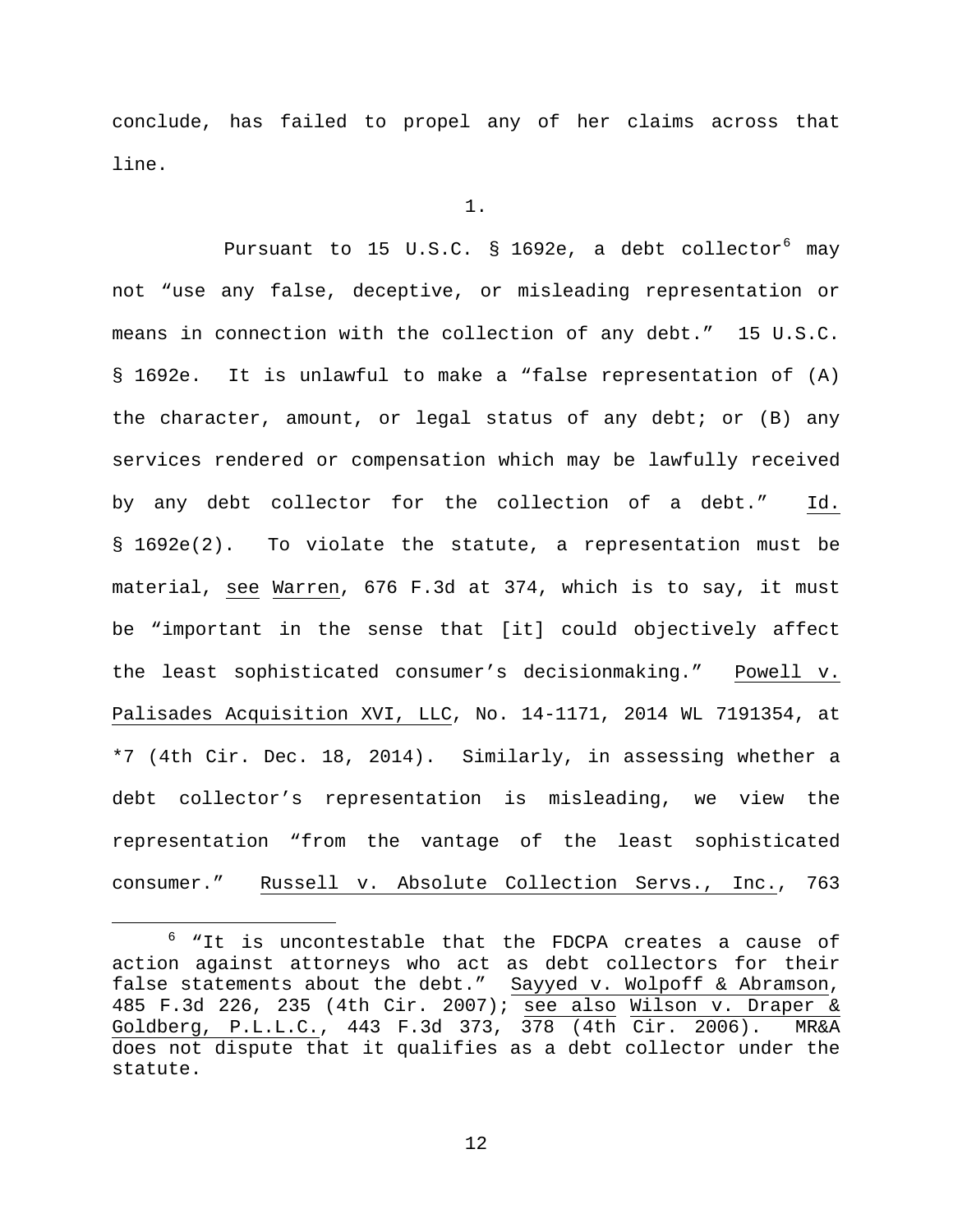conclude, has failed to propel any of her claims across that line.

1.

Pursuant to 15 U.S.C. § 1692e, a debt collector[6] may not "use any false, deceptive, or misleading representation or means in connection with the collection of any debt." 15 U.S.C. § 1692e. It is unlawful to make a "false representation of (A) the character, amount, or legal status of any debt; or (B) any services rendered or compensation which may be lawfully received by any debt collector for the collection of a debt." Id. § 1692e(2). To violate the statute, a representation must be material, see Warren, 676 F.3d at 374, which is to say, it must be "important in the sense that [it] could objectively affect the least sophisticated consumer's decisionmaking." Powell v. Palisades Acquisition XVI, LLC, No. 14-1171, 2014 WL 7191354, at *7 (4th Cir. Dec. 18, 2014). Similarly, in assessing whether a debt collector's representation is misleading, we view the representation "from the vantage of the least sophisticated consumer." Russell v. Absolute Collection Servs., Inc., 763

---

[6] "It is uncontestable that the FDCPA creates a cause of action against attorneys who act as debt collectors for their false statements about the debt." Sayyed v. Wolpoff & Abramson, 485 F.3d 226, 235 (4th Cir. 2007); see also Wilson v. Draper & Goldberg, P.L.L.C., 443 F.3d 373, 378 (4th Cir. 2006). MR&A does not dispute that it qualifies as a debt collector under the statute.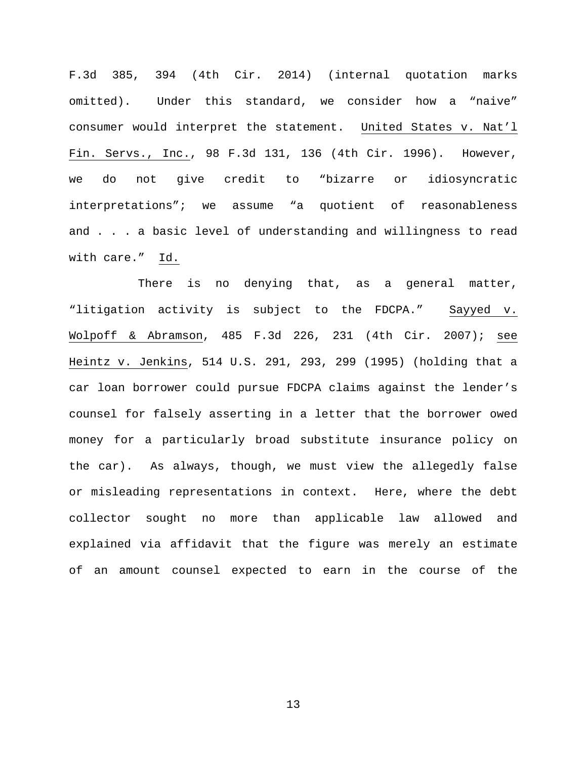F.3d 385, 394 (4th Cir. 2014) (internal quotation marks omitted). Under this standard, we consider how a "naive" consumer would interpret the statement. United States v. Nat'l Fin. Servs., Inc., 98 F.3d 131, 136 (4th Cir. 1996). However, we do not give credit to "bizarre or idiosyncratic interpretations"; we assume "a quotient of reasonableness and . . . a basic level of understanding and willingness to read with care." Id.

There is no denying that, as a general matter, "litigation activity is subject to the FDCPA." Sayyed v. Wolpoff & Abramson, 485 F.3d 226, 231 (4th Cir. 2007); see Heintz v. Jenkins, 514 U.S. 291, 293, 299 (1995) (holding that a car loan borrower could pursue FDCPA claims against the lender's counsel for falsely asserting in a letter that the borrower owed money for a particularly broad substitute insurance policy on the car). As always, though, we must view the allegedly false or misleading representations in context. Here, where the debt collector sought no more than applicable law allowed and explained via affidavit that the figure was merely an estimate of an amount counsel expected to earn in the course of the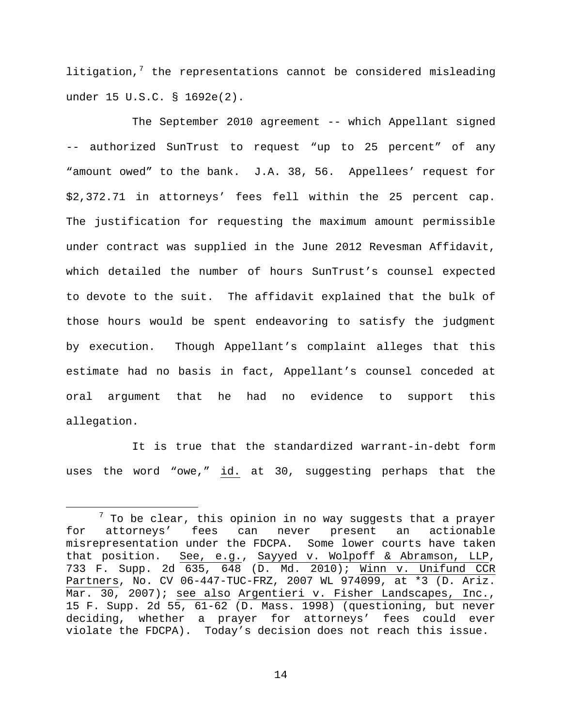litigation,[7] the representations cannot be considered misleading under 15 U.S.C. § 1692e(2).

The September 2010 agreement -- which Appellant signed -- authorized SunTrust to request "up to 25 percent" of any "amount owed" to the bank. J.A. 38, 56. Appellees' request for $2,372.71 in attorneys' fees fell within the 25 percent cap. The justification for requesting the maximum amount permissible under contract was supplied in the June 2012 Revesman Affidavit, which detailed the number of hours SunTrust's counsel expected to devote to the suit. The affidavit explained that the bulk of those hours would be spent endeavoring to satisfy the judgment by execution. Though Appellant's complaint alleges that this estimate had no basis in fact, Appellant's counsel conceded at oral argument that he had no evidence to support this allegation.

It is true that the standardized warrant-in-debt form uses the word "owe," id. at 30, suggesting perhaps that the

---

[7] To be clear, this opinion in no way suggests that a prayer for attorneys' fees can never present an actionable misrepresentation under the FDCPA. Some lower courts have taken that position. See, e.g., Sayyed v. Wolpoff & Abramson, LLP, 733 F. Supp. 2d 635, 648 (D. Md. 2010); Winn v. Unifund CCR Partners, No. CV 06-447-TUC-FRZ, 2007 WL 974099, at *3 (D. Ariz. Mar. 30, 2007); see also Argentieri v. Fisher Landscapes, Inc., 15 F. Supp. 2d 55, 61-62 (D. Mass. 1998) (questioning, but never deciding, whether a prayer for attorneys' fees could ever violate the FDCPA). Today's decision does not reach this issue.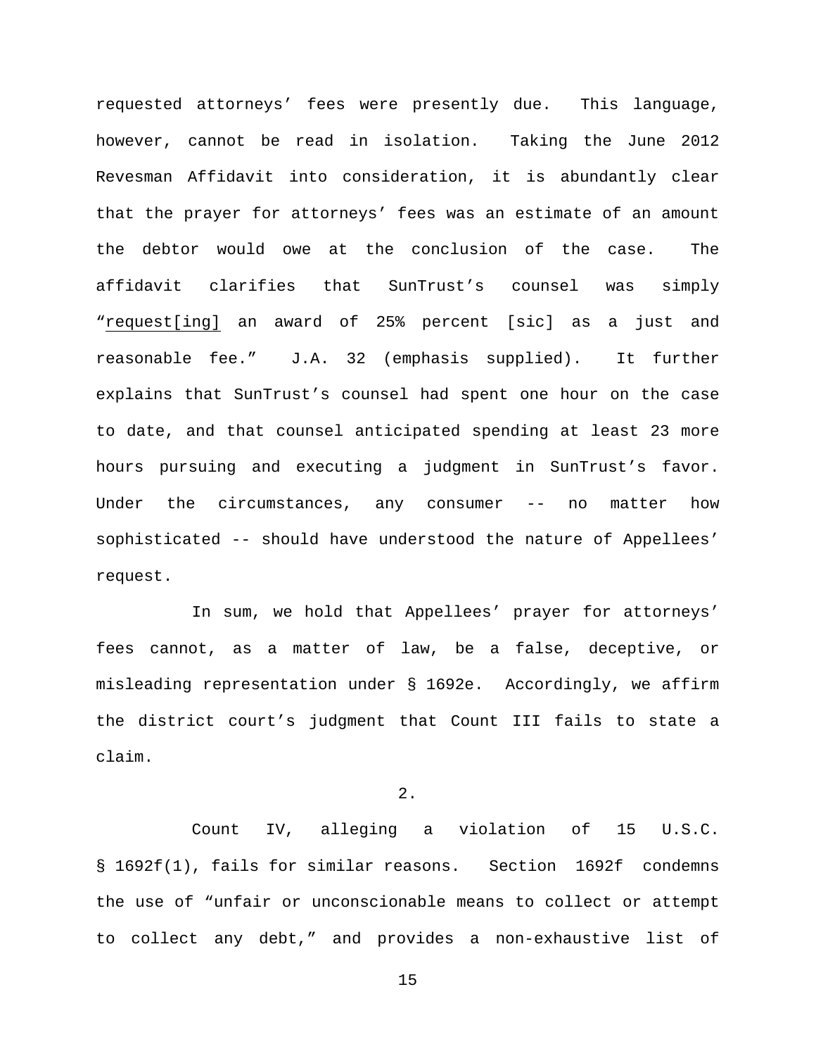requested attorneys' fees were presently due. This language, however, cannot be read in isolation. Taking the June 2012 Revesman Affidavit into consideration, it is abundantly clear that the prayer for attorneys' fees was an estimate of an amount the debtor would owe at the conclusion of the case. The affidavit clarifies that SunTrust's counsel was simply "request[ing] an award of 25% percent [sic] as a just and reasonable fee." J.A. 32 (emphasis supplied). It further explains that SunTrust's counsel had spent one hour on the case to date, and that counsel anticipated spending at least 23 more hours pursuing and executing a judgment in SunTrust's favor. Under the circumstances, any consumer -- no matter how sophisticated -- should have understood the nature of Appellees' request.

In sum, we hold that Appellees' prayer for attorneys' fees cannot, as a matter of law, be a false, deceptive, or misleading representation under § 1692e. Accordingly, we affirm the district court's judgment that Count III fails to state a claim.

2.

Count IV, alleging a violation of 15 U.S.C. § 1692f(1), fails for similar reasons. Section 1692f condemns the use of "unfair or unconscionable means to collect or attempt to collect any debt," and provides a non-exhaustive list of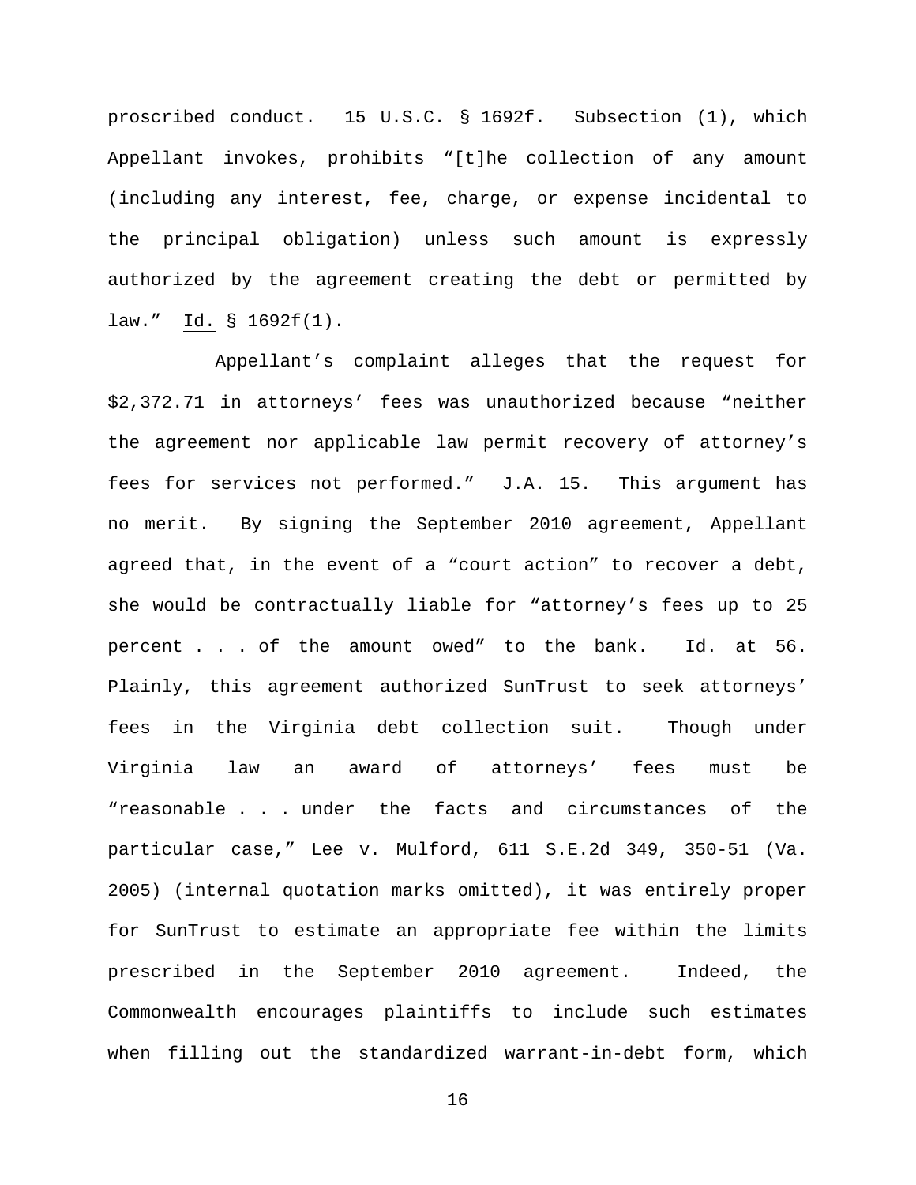proscribed conduct. 15 U.S.C. § 1692f. Subsection (1), which Appellant invokes, prohibits "[t]he collection of any amount (including any interest, fee, charge, or expense incidental to the principal obligation) unless such amount is expressly authorized by the agreement creating the debt or permitted by law." Id. § 1692f(1).

Appellant's complaint alleges that the request for $2,372.71 in attorneys' fees was unauthorized because "neither the agreement nor applicable law permit recovery of attorney's fees for services not performed." J.A. 15. This argument has no merit. By signing the September 2010 agreement, Appellant agreed that, in the event of a "court action" to recover a debt, she would be contractually liable for "attorney's fees up to 25 percent . . . of the amount owed" to the bank. Id. at 56. Plainly, this agreement authorized SunTrust to seek attorneys' fees in the Virginia debt collection suit. Though under Virginia law an award of attorneys' fees must be "reasonable . . . under the facts and circumstances of the particular case," Lee v. Mulford, 611 S.E.2d 349, 350-51 (Va. 2005) (internal quotation marks omitted), it was entirely proper for SunTrust to estimate an appropriate fee within the limits prescribed in the September 2010 agreement. Indeed, the Commonwealth encourages plaintiffs to include such estimates when filling out the standardized warrant-in-debt form, which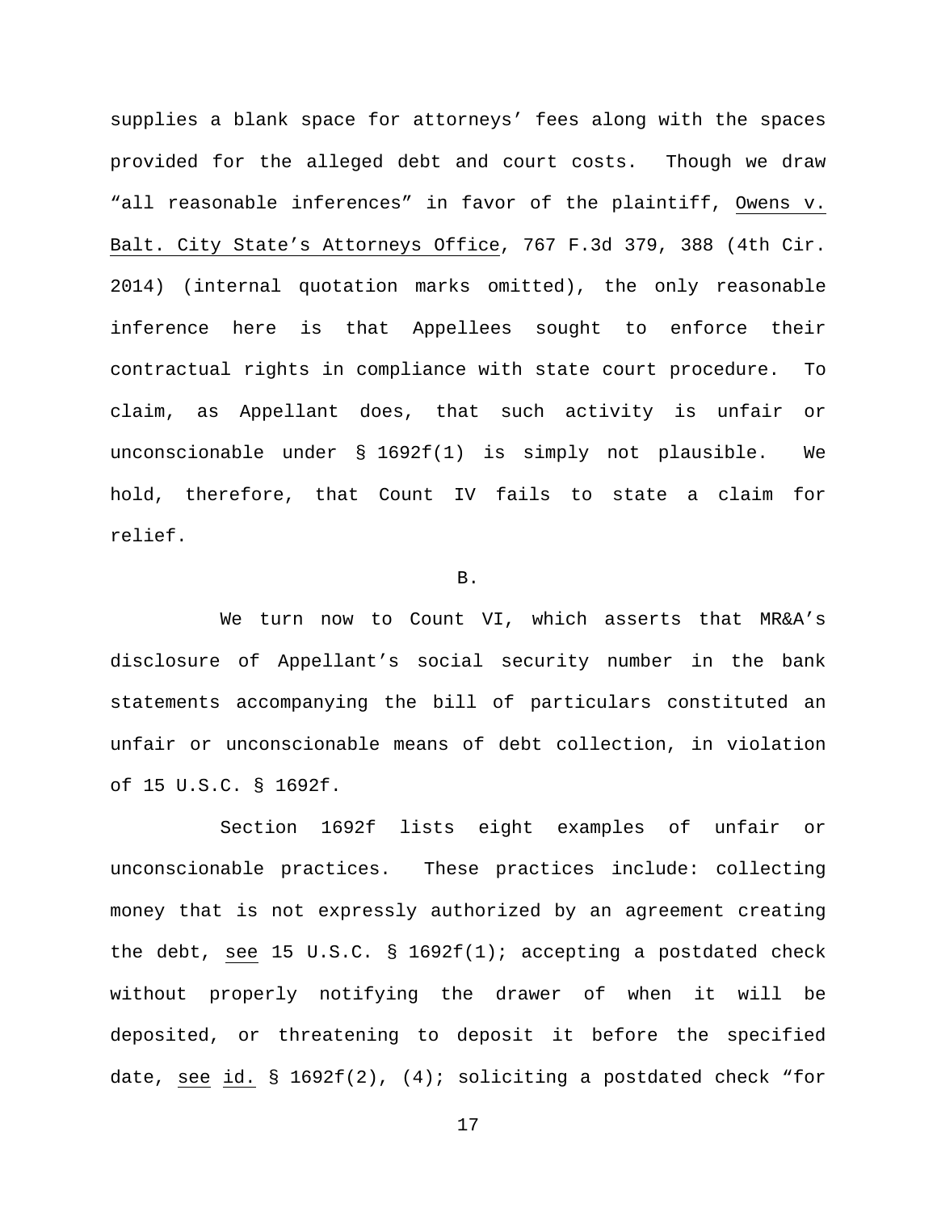supplies a blank space for attorneys' fees along with the spaces provided for the alleged debt and court costs. Though we draw "all reasonable inferences" in favor of the plaintiff, Owens v. Balt. City State's Attorneys Office, 767 F.3d 379, 388 (4th Cir. 2014) (internal quotation marks omitted), the only reasonable inference here is that Appellees sought to enforce their contractual rights in compliance with state court procedure. To claim, as Appellant does, that such activity is unfair or unconscionable under § 1692f(1) is simply not plausible. We hold, therefore, that Count IV fails to state a claim for relief.

B.

We turn now to Count VI, which asserts that MR&A's disclosure of Appellant's social security number in the bank statements accompanying the bill of particulars constituted an unfair or unconscionable means of debt collection, in violation of 15 U.S.C. § 1692f.

Section 1692f lists eight examples of unfair or unconscionable practices. These practices include: collecting money that is not expressly authorized by an agreement creating the debt, see 15 U.S.C. § 1692f(1); accepting a postdated check without properly notifying the drawer of when it will be deposited, or threatening to deposit it before the specified date, see id. § 1692f(2), (4); soliciting a postdated check "for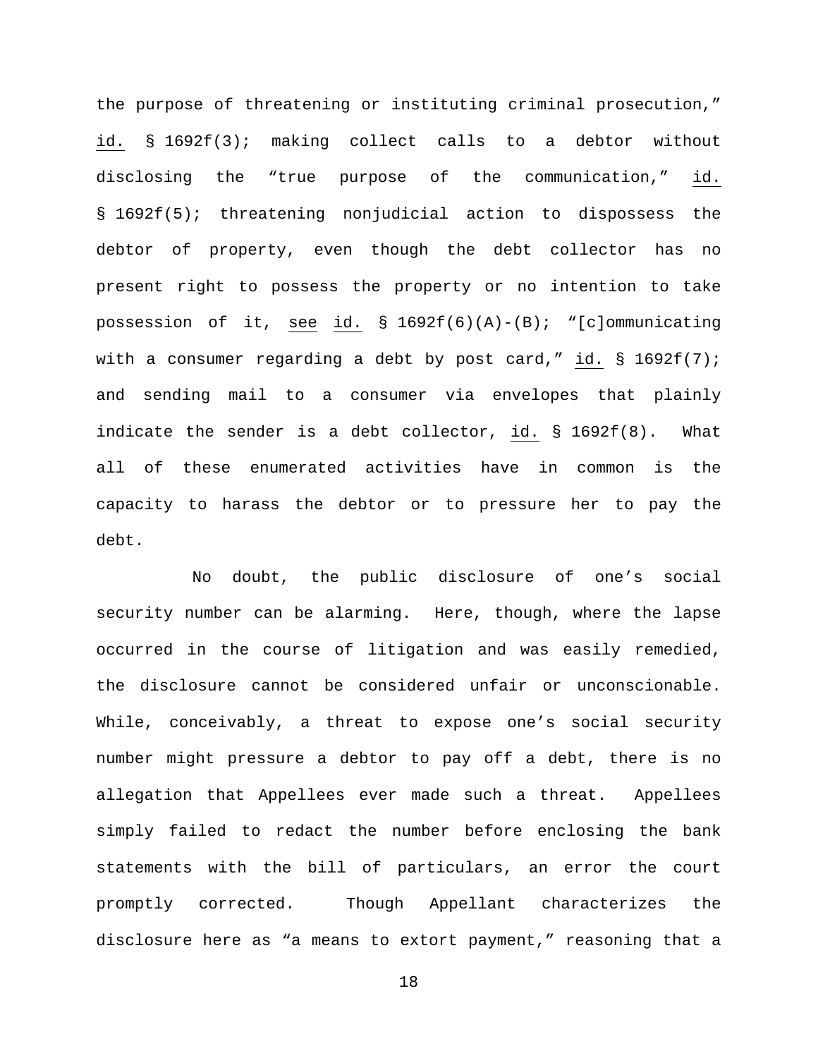the purpose of threatening or instituting criminal prosecution," id. § 1692f(3); making collect calls to a debtor without disclosing the "true purpose of the communication," id. § 1692f(5); threatening nonjudicial action to dispossess the debtor of property, even though the debt collector has no present right to possess the property or no intention to take possession of it, see id. § 1692f(6)(A)-(B); "[c]ommunicating with a consumer regarding a debt by post card," id. § 1692f(7); and sending mail to a consumer via envelopes that plainly indicate the sender is a debt collector, id. § 1692f(8). What all of these enumerated activities have in common is the capacity to harass the debtor or to pressure her to pay the debt.

No doubt, the public disclosure of one's social security number can be alarming. Here, though, where the lapse occurred in the course of litigation and was easily remedied, the disclosure cannot be considered unfair or unconscionable. While, conceivably, a threat to expose one's social security number might pressure a debtor to pay off a debt, there is no allegation that Appellees ever made such a threat. Appellees simply failed to redact the number before enclosing the bank statements with the bill of particulars, an error the court promptly corrected. Though Appellant characterizes the disclosure here as "a means to extort payment," reasoning that a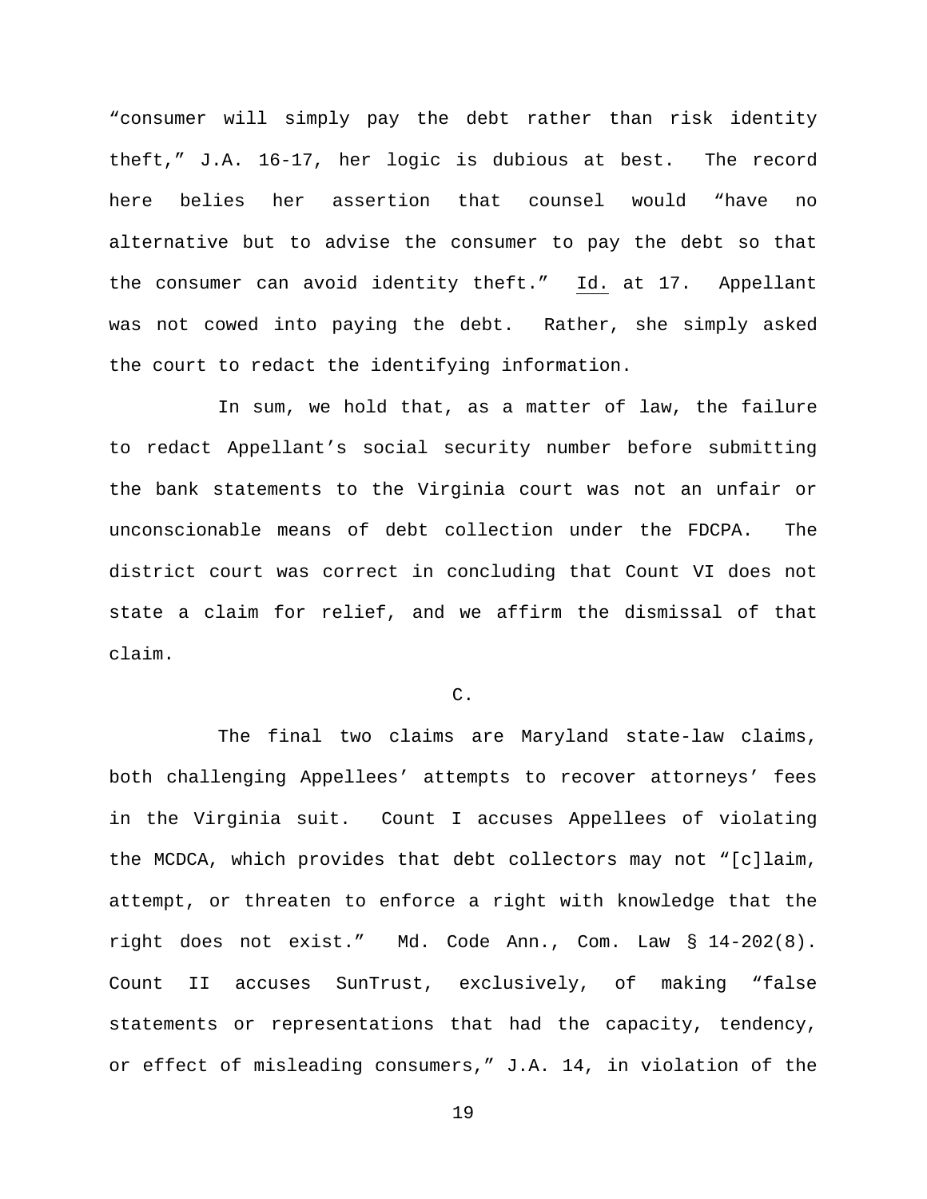"consumer will simply pay the debt rather than risk identity theft," J.A. 16-17, her logic is dubious at best. The record here belies her assertion that counsel would "have no alternative but to advise the consumer to pay the debt so that the consumer can avoid identity theft." Id. at 17. Appellant was not cowed into paying the debt. Rather, she simply asked the court to redact the identifying information.

In sum, we hold that, as a matter of law, the failure to redact Appellant's social security number before submitting the bank statements to the Virginia court was not an unfair or unconscionable means of debt collection under the FDCPA. The district court was correct in concluding that Count VI does not state a claim for relief, and we affirm the dismissal of that claim.

C.

The final two claims are Maryland state-law claims, both challenging Appellees' attempts to recover attorneys' fees in the Virginia suit. Count I accuses Appellees of violating the MCDCA, which provides that debt collectors may not "[c]laim, attempt, or threaten to enforce a right with knowledge that the right does not exist." Md. Code Ann., Com. Law § 14-202(8). Count II accuses SunTrust, exclusively, of making "false statements or representations that had the capacity, tendency, or effect of misleading consumers," J.A. 14, in violation of the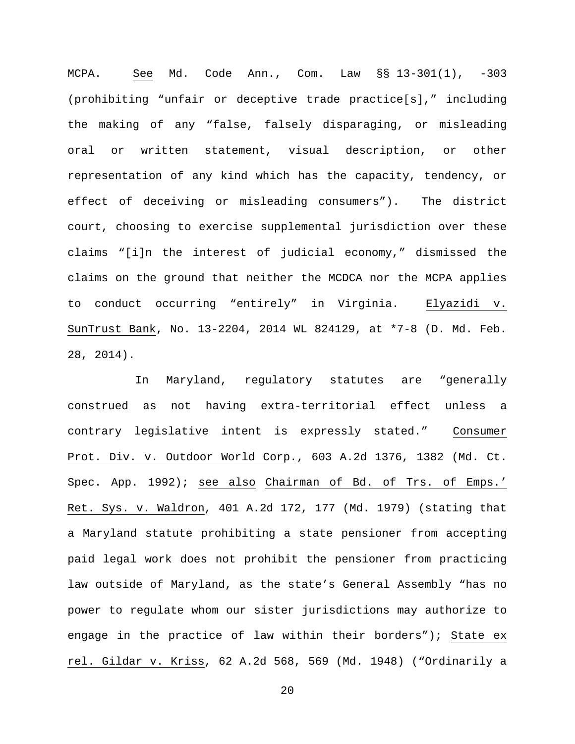MCPA. See Md. Code Ann., Com. Law §§ 13-301(1), -303 (prohibiting "unfair or deceptive trade practice[s]," including the making of any "false, falsely disparaging, or misleading oral or written statement, visual description, or other representation of any kind which has the capacity, tendency, or effect of deceiving or misleading consumers"). The district court, choosing to exercise supplemental jurisdiction over these claims "[i]n the interest of judicial economy," dismissed the claims on the ground that neither the MCDCA nor the MCPA applies to conduct occurring "entirely" in Virginia. Elyazidi v. SunTrust Bank, No. 13-2204, 2014 WL 824129, at *7-8 (D. Md. Feb. 28, 2014).

In Maryland, regulatory statutes are "generally construed as not having extra-territorial effect unless a contrary legislative intent is expressly stated." Consumer Prot. Div. v. Outdoor World Corp., 603 A.2d 1376, 1382 (Md. Ct. Spec. App. 1992); see also Chairman of Bd. of Trs. of Emps.' Ret. Sys. v. Waldron, 401 A.2d 172, 177 (Md. 1979) (stating that a Maryland statute prohibiting a state pensioner from accepting paid legal work does not prohibit the pensioner from practicing law outside of Maryland, as the state's General Assembly "has no power to regulate whom our sister jurisdictions may authorize to engage in the practice of law within their borders"); State ex rel. Gildar v. Kriss, 62 A.2d 568, 569 (Md. 1948) ("Ordinarily a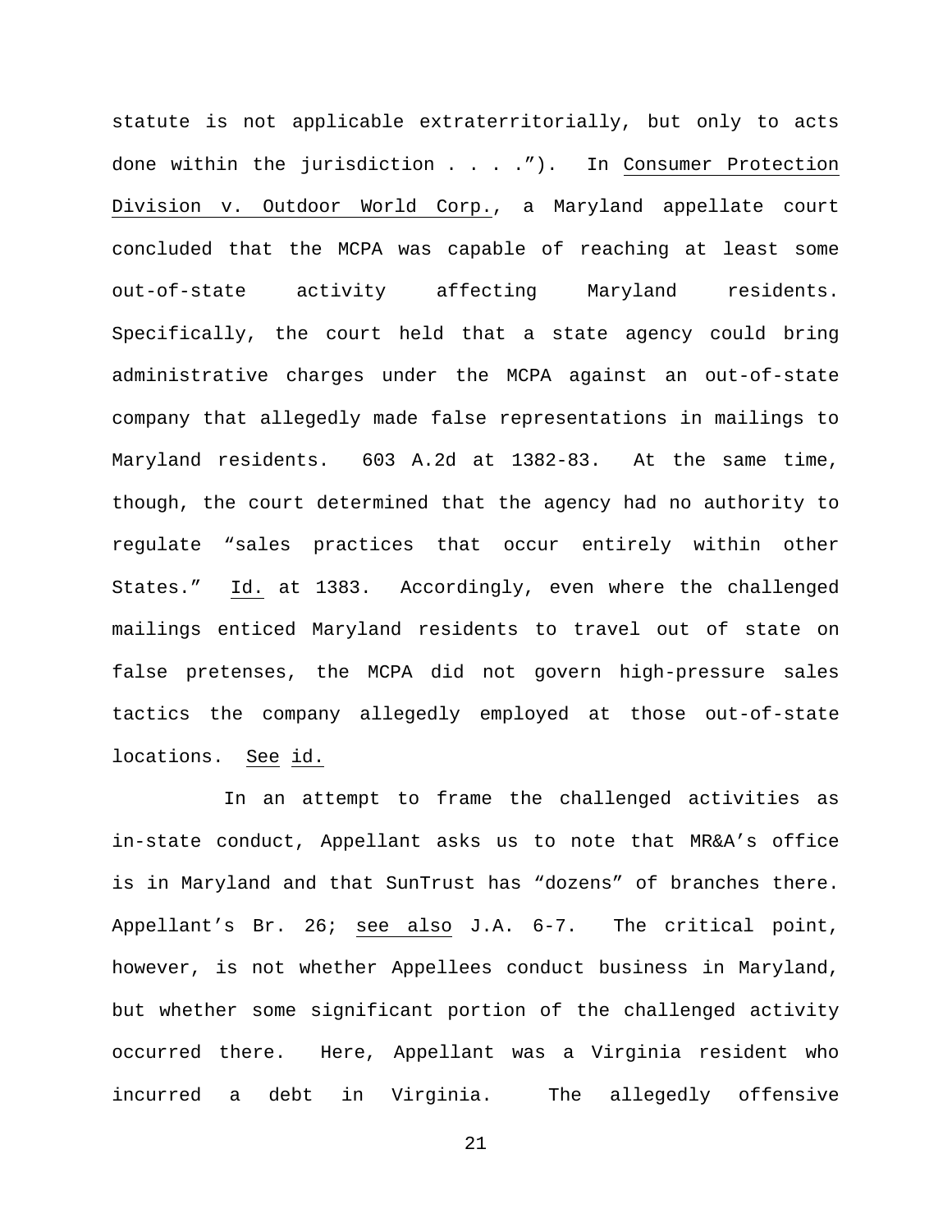statute is not applicable extraterritorially, but only to acts done within the jurisdiction . . . ."). In Consumer Protection Division v. Outdoor World Corp., a Maryland appellate court concluded that the MCPA was capable of reaching at least some out-of-state activity affecting Maryland residents. Specifically, the court held that a state agency could bring administrative charges under the MCPA against an out-of-state company that allegedly made false representations in mailings to Maryland residents. 603 A.2d at 1382-83. At the same time, though, the court determined that the agency had no authority to regulate "sales practices that occur entirely within other States." Id. at 1383. Accordingly, even where the challenged mailings enticed Maryland residents to travel out of state on false pretenses, the MCPA did not govern high-pressure sales tactics the company allegedly employed at those out-of-state locations. See id.

In an attempt to frame the challenged activities as in-state conduct, Appellant asks us to note that MR&A's office is in Maryland and that SunTrust has "dozens" of branches there. Appellant's Br. 26; see also J.A. 6-7. The critical point, however, is not whether Appellees conduct business in Maryland, but whether some significant portion of the challenged activity occurred there. Here, Appellant was a Virginia resident who incurred a debt in Virginia. The allegedly offensive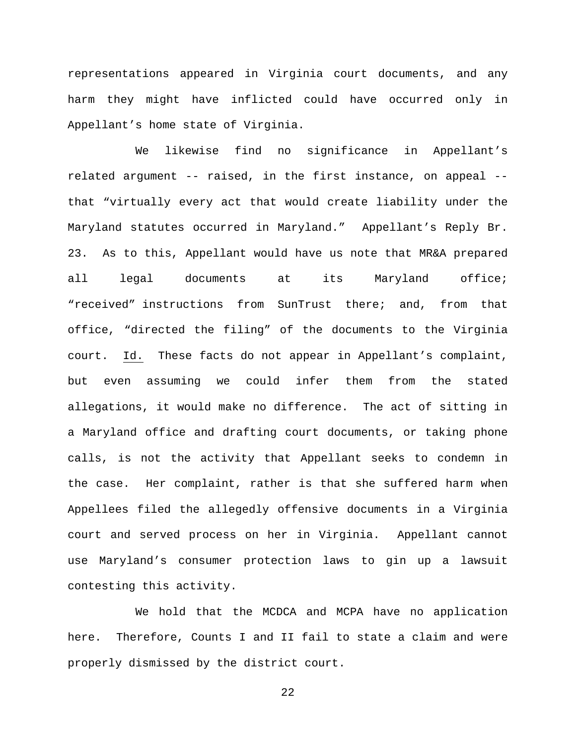representations appeared in Virginia court documents, and any harm they might have inflicted could have occurred only in Appellant's home state of Virginia.

We likewise find no significance in Appellant's related argument -- raised, in the first instance, on appeal -- that "virtually every act that would create liability under the Maryland statutes occurred in Maryland." Appellant's Reply Br. 23. As to this, Appellant would have us note that MR&A prepared all legal documents at its Maryland office; "received" instructions from SunTrust there; and, from that office, "directed the filing" of the documents to the Virginia court. Id. These facts do not appear in Appellant's complaint, but even assuming we could infer them from the stated allegations, it would make no difference. The act of sitting in a Maryland office and drafting court documents, or taking phone calls, is not the activity that Appellant seeks to condemn in the case. Her complaint, rather is that she suffered harm when Appellees filed the allegedly offensive documents in a Virginia court and served process on her in Virginia. Appellant cannot use Maryland's consumer protection laws to gin up a lawsuit contesting this activity.

We hold that the MCDCA and MCPA have no application here. Therefore, Counts I and II fail to state a claim and were properly dismissed by the district court.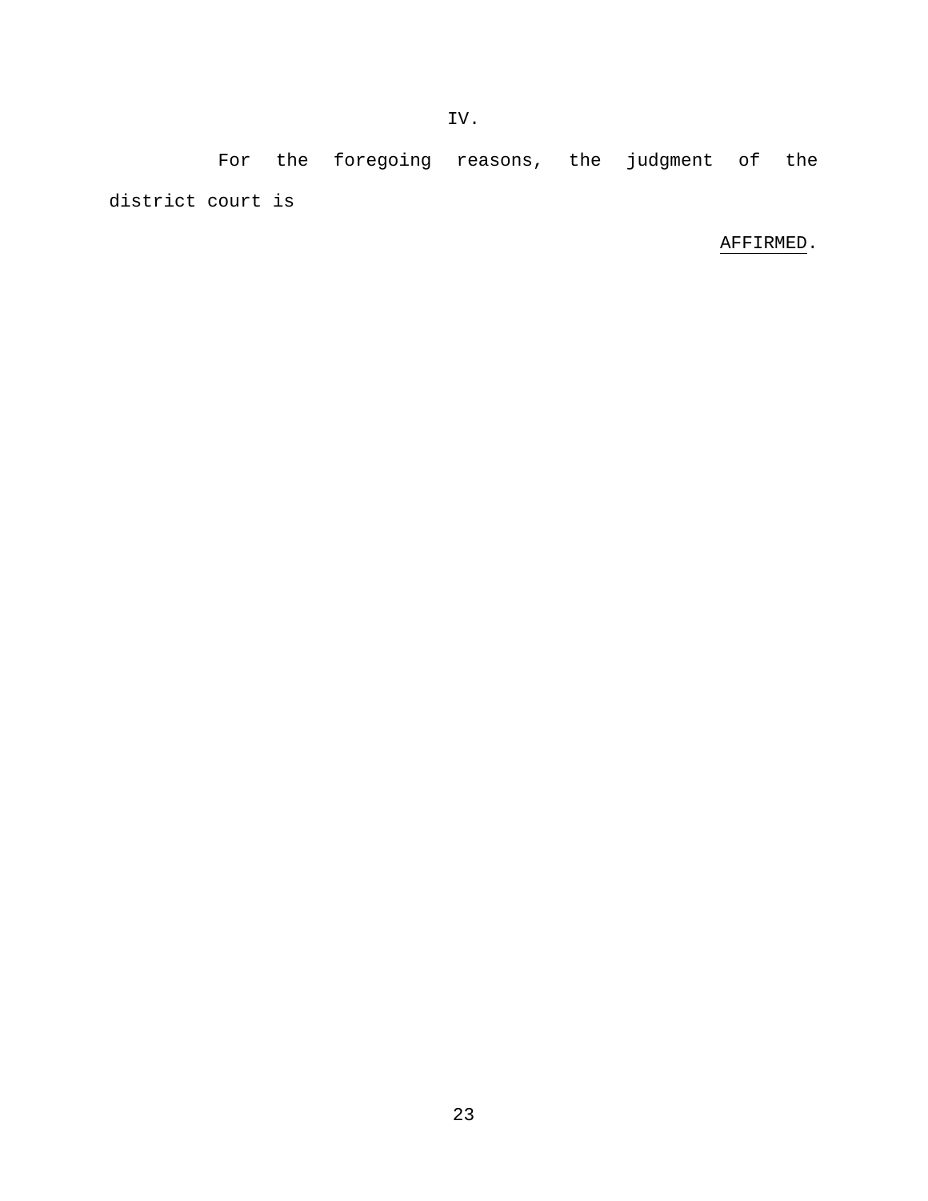## IV.

For the foregoing reasons, the judgment of the district court is

<u>AFFIRMED</u>.